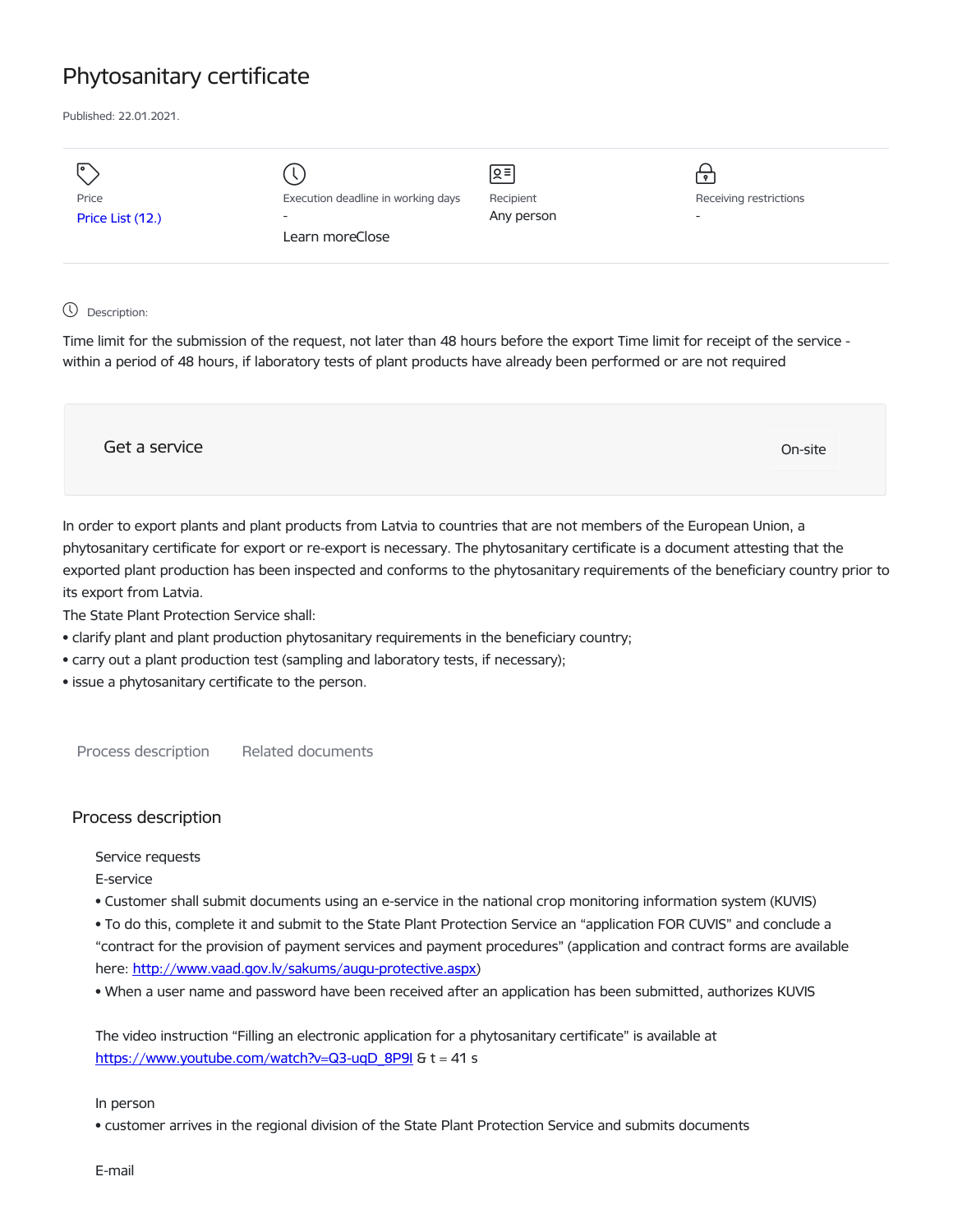# Phytosanitary certificate

Published: 22.01.2021.

| Price | Execution deadline in working days | Recipient | Receiving restrictions |
|---|---|---|---|
| Price List (12.) | - | Any person | - |

Learn moreClose

Description:

Time limit for the submission of the request, not later than 48 hours before the export Time limit for receipt of the service - within a period of 48 hours, if laboratory tests of plant products have already been performed or are not required

Get a service

On-site

In order to export plants and plant products from Latvia to countries that are not members of the European Union, a phytosanitary certificate for export or re-export is necessary. The phytosanitary certificate is a document attesting that the exported plant production has been inspected and conforms to the phytosanitary requirements of the beneficiary country prior to its export from Latvia.

The State Plant Protection Service shall:

- clarify plant and plant production phytosanitary requirements in the beneficiary country;
- carry out a plant production test (sampling and laboratory tests, if necessary);
- issue a phytosanitary certificate to the person.

Process description    Related documents

## Process description

Service requests

E-service

- Customer shall submit documents using an e-service in the national crop monitoring information system (KUVIS)
- To do this, complete it and submit to the State Plant Protection Service an "application FOR CUVIS" and conclude a "contract for the provision of payment services and payment procedures" (application and contract forms are available here: http://www.vaad.gov.lv/sakums/augu-protective.aspx)
- When a user name and password have been received after an application has been submitted, authorizes KUVIS

The video instruction "Filling an electronic application for a phytosanitary certificate" is available at https://www.youtube.com/watch?v=Q3-uqD_8P9I & t = 41 s

In person

- customer arrives in the regional division of the State Plant Protection Service and submits documents

E-mail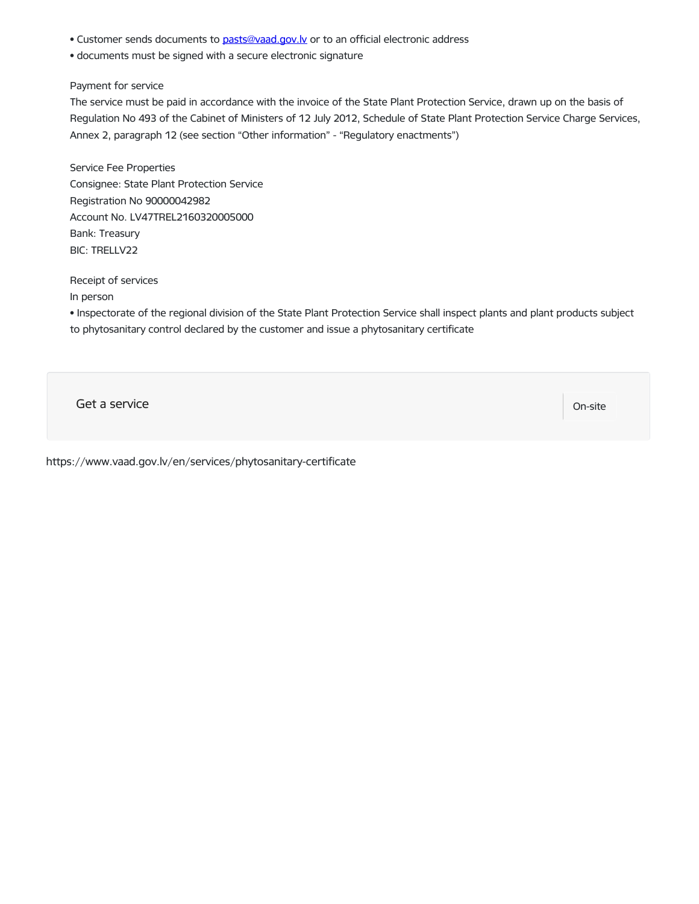- Customer sends documents to pasts@vaad.gov.lv or to an official electronic address
- documents must be signed with a secure electronic signature

Payment for service

The service must be paid in accordance with the invoice of the State Plant Protection Service, drawn up on the basis of Regulation No 493 of the Cabinet of Ministers of 12 July 2012, Schedule of State Plant Protection Service Charge Services, Annex 2, paragraph 12 (see section "Other information" - "Regulatory enactments")

Service Fee Properties

Consignee: State Plant Protection Service
Registration No 90000042982
Account No. LV47TREL2160320005000
Bank: Treasury
BIC: TRELLV22

Receipt of services

In person

- Inspectorate of the regional division of the State Plant Protection Service shall inspect plants and plant products subject to phytosanitary control declared by the customer and issue a phytosanitary certificate

Get a service

On-site

https://www.vaad.gov.lv/en/services/phytosanitary-certificate